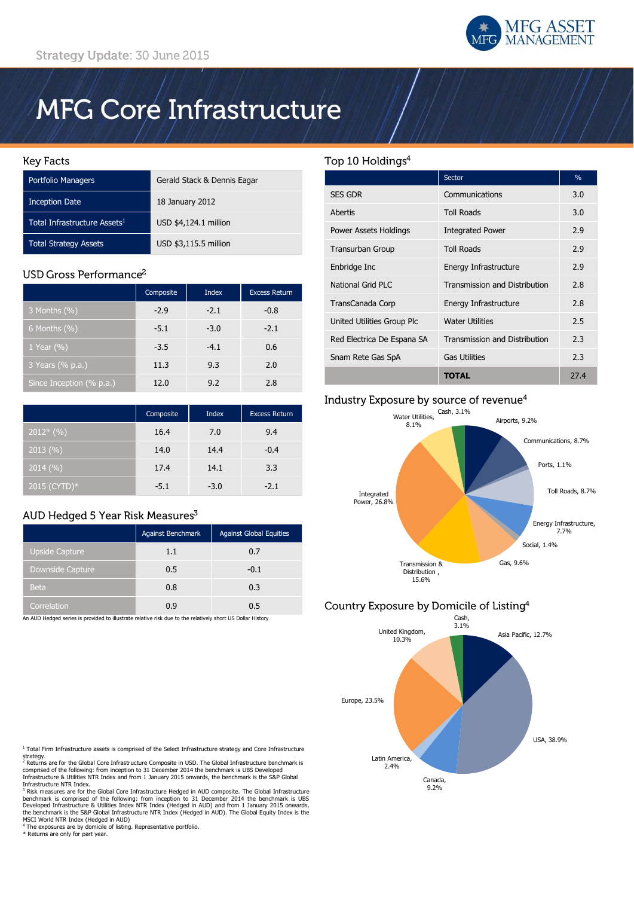Strategy Update: 30 June 2015

MFG ASSET MANAGEMENT

# MFG Core Infrastructure

## Key Facts

| | |
|---|---|
| Portfolio Managers | Gerald Stack & Dennis Eagar |
| Inception Date | 18 January 2012 |
| Total Infrastructure Assets[1] | USD $4,124.1 million |
| Total Strategy Assets | USD $3,115.5 million |

## USD Gross Performance[2]

| | Composite | Index | Excess Return |
|---|---|---|---|
| 3 Months (%) | -2.9 | -2.1 | -0.8 |
| 6 Months (%) | -5.1 | -3.0 | -2.1 |
| 1 Year (%) | -3.5 | -4.1 | 0.6 |
| 3 Years (% p.a.) | 11.3 | 9.3 | 2.0 |
| Since Inception (% p.a.) | 12.0 | 9.2 | 2.8 |

| | Composite | Index | Excess Return |
|---|---|---|---|
| 2012* (%) | 16.4 | 7.0 | 9.4 |
| 2013 (%) | 14.0 | 14.4 | -0.4 |
| 2014 (%) | 17.4 | 14.1 | 3.3 |
| 2015 (CYTD)* | -5.1 | -3.0 | -2.1 |

## AUD Hedged 5 Year Risk Measures[3]

| | Against Benchmark | Against Global Equities |
|---|---|---|
| Upside Capture | 1.1 | 0.7 |
| Downside Capture | 0.5 | -0.1 |
| Beta | 0.8 | 0.3 |
| Correlation | 0.9 | 0.5 |

An AUD Hedged series is provided to illustrate relative risk due to the relatively short US Dollar History

## Top 10 Holdings[4]

| | Sector | % |
|---|---|---|
| SES GDR | Communications | 3.0 |
| Abertis | Toll Roads | 3.0 |
| Power Assets Holdings | Integrated Power | 2.9 |
| Transurban Group | Toll Roads | 2.9 |
| Enbridge Inc | Energy Infrastructure | 2.9 |
| National Grid PLC | Transmission and Distribution | 2.8 |
| TransCanada Corp | Energy Infrastructure | 2.8 |
| United Utilities Group Plc | Water Utilities | 2.5 |
| Red Electrica De Espana SA | Transmission and Distribution | 2.3 |
| Snam Rete Gas SpA | Gas Utilities | 2.3 |
| | **TOTAL** | 27.4 |

## Industry Exposure by source of revenue[4]

Cash, 3.1%; Airports, 9.2%; Communications, 8.7%; Ports, 1.1%; Toll Roads, 8.7%; Energy Infrastructure, 7.7%; Social, 1.4%; Gas, 9.6%; Transmission & Distribution, 15.6%; Integrated Power, 26.8%; Water Utilities, 8.1%

## Country Exposure by Domicile of Listing[4]

Cash, 3.1%; Asia Pacific, 12.7%; USA, 38.9%; Canada, 9.2%; Latin America, 2.4%; Europe, 23.5%; United Kingdom, 10.3%

[1] Total Firm Infrastructure assets is comprised of the Select Infrastructure strategy and Core Infrastructure strategy.

[2] Returns are for the Global Core Infrastructure Composite in USD. The Global Infrastructure benchmark is comprised of the following: from inception to 31 December 2014 the benchmark is UBS Developed Infrastructure & Utilities NTR Index and from 1 January 2015 onwards, the benchmark is the S&P Global Infrastructure NTR Index.

[3] Risk measures are for the Global Core Infrastructure Hedged in AUD composite. The Global Infrastructure benchmark is comprised of the following: from inception to 31 December 2014 the benchmark is UBS Developed Infrastructure & Utilities Index NTR Index (Hedged in AUD) and from 1 January 2015 onwards, the benchmark is the S&P Global Infrastructure NTR Index (Hedged in AUD). The Global Equity Index is the MSCI World NTR Index (Hedged in AUD)

[4] The exposures are by domicile of listing. Representative portfolio.

\* Returns are only for part year.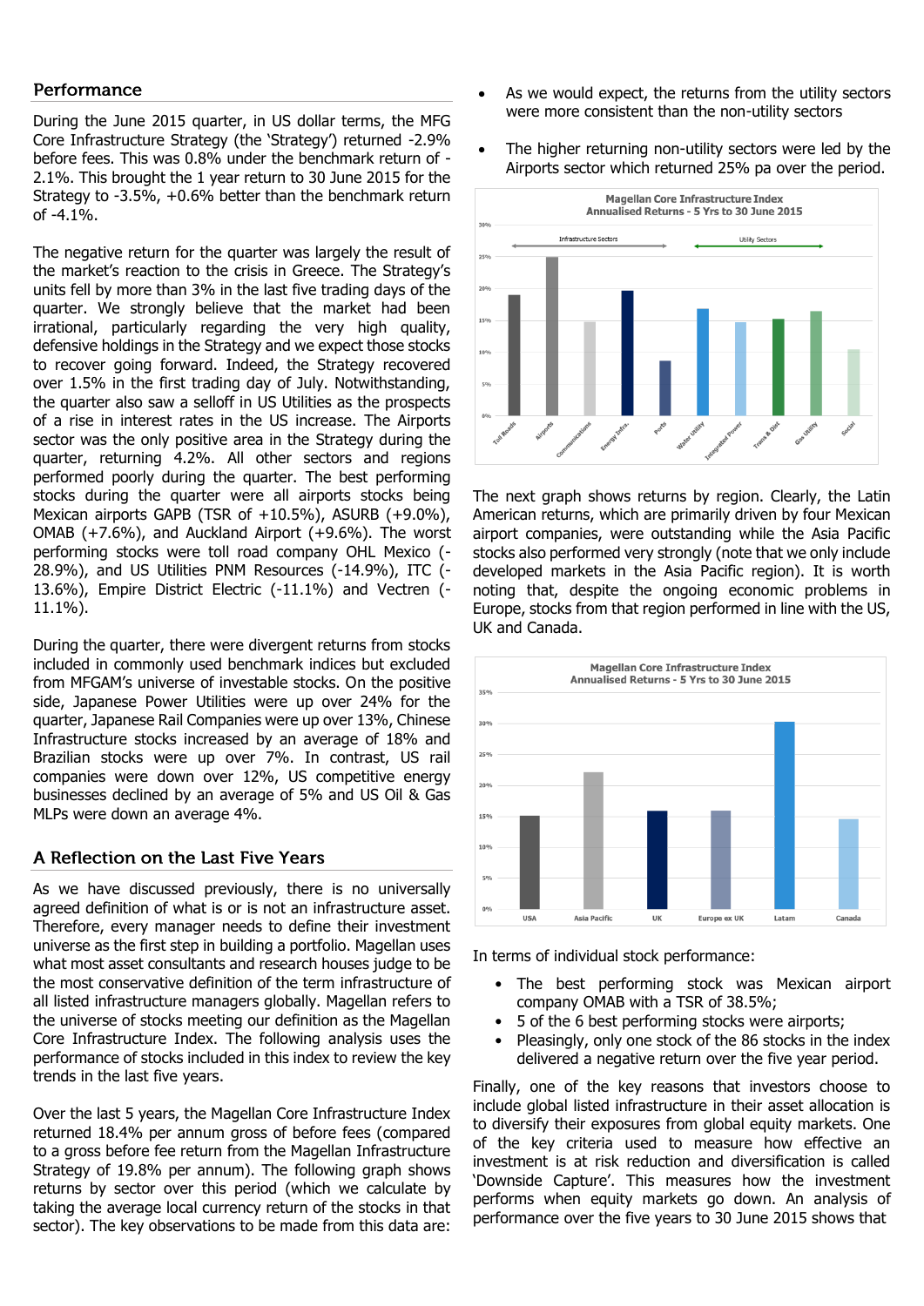## Performance

During the June 2015 quarter, in US dollar terms, the MFG Core Infrastructure Strategy (the 'Strategy') returned -2.9% before fees. This was 0.8% under the benchmark return of -2.1%. This brought the 1 year return to 30 June 2015 for the Strategy to -3.5%, +0.6% better than the benchmark return of -4.1%.

The negative return for the quarter was largely the result of the market's reaction to the crisis in Greece. The Strategy's units fell by more than 3% in the last five trading days of the quarter. We strongly believe that the market had been irrational, particularly regarding the very high quality, defensive holdings in the Strategy and we expect those stocks to recover going forward. Indeed, the Strategy recovered over 1.5% in the first trading day of July. Notwithstanding, the quarter also saw a selloff in US Utilities as the prospects of a rise in interest rates in the US increase. The Airports sector was the only positive area in the Strategy during the quarter, returning 4.2%. All other sectors and regions performed poorly during the quarter. The best performing stocks during the quarter were all airports stocks being Mexican airports GAPB (TSR of +10.5%), ASURB (+9.0%), OMAB (+7.6%), and Auckland Airport (+9.6%). The worst performing stocks were toll road company OHL Mexico (-28.9%), and US Utilities PNM Resources (-14.9%), ITC (-13.6%), Empire District Electric (-11.1%) and Vectren (-11.1%).

During the quarter, there were divergent returns from stocks included in commonly used benchmark indices but excluded from MFGAM's universe of investable stocks. On the positive side, Japanese Power Utilities were up over 24% for the quarter, Japanese Rail Companies were up over 13%, Chinese Infrastructure stocks increased by an average of 18% and Brazilian stocks were up over 7%. In contrast, US rail companies were down over 12%, US competitive energy businesses declined by an average of 5% and US Oil & Gas MLPs were down an average 4%.

## A Reflection on the Last Five Years

As we have discussed previously, there is no universally agreed definition of what is or is not an infrastructure asset. Therefore, every manager needs to define their investment universe as the first step in building a portfolio. Magellan uses what most asset consultants and research houses judge to be the most conservative definition of the term infrastructure of all listed infrastructure managers globally. Magellan refers to the universe of stocks meeting our definition as the Magellan Core Infrastructure Index. The following analysis uses the performance of stocks included in this index to review the key trends in the last five years.

Over the last 5 years, the Magellan Core Infrastructure Index returned 18.4% per annum gross of before fees (compared to a gross before fee return from the Magellan Infrastructure Strategy of 19.8% per annum). The following graph shows returns by sector over this period (which we calculate by taking the average local currency return of the stocks in that sector). The key observations to be made from this data are:

- As we would expect, the returns from the utility sectors were more consistent than the non-utility sectors
- The higher returning non-utility sectors were led by the Airports sector which returned 25% pa over the period.

**Magellan Core Infrastructure Index**
**Annualised Returns - 5 Yrs to 30 June 2015**

(Infrastructure Sectors: Toll Roads, Airports, Communications, Energy Infra., Ports; Utility Sectors: Water Utility, Integrated Power, Trans & Dist, Gas Utility, Social)

The next graph shows returns by region. Clearly, the Latin American returns, which are primarily driven by four Mexican airport companies, were outstanding while the Asia Pacific stocks also performed very strongly (note that we only include developed markets in the Asia Pacific region). It is worth noting that, despite the ongoing economic problems in Europe, stocks from that region performed in line with the US, UK and Canada.

**Magellan Core Infrastructure Index**
**Annualised Returns - 5 Yrs to 30 June 2015**

(USA, Asia Pacific, UK, Europe ex UK, Latam, Canada)

In terms of individual stock performance:

- The best performing stock was Mexican airport company OMAB with a TSR of 38.5%;
- 5 of the 6 best performing stocks were airports;
- Pleasingly, only one stock of the 86 stocks in the index delivered a negative return over the five year period.

Finally, one of the key reasons that investors choose to include global listed infrastructure in their asset allocation is to diversify their exposures from global equity markets. One of the key criteria used to measure how effective an investment is at risk reduction and diversification is called 'Downside Capture'. This measures how the investment performs when equity markets go down. An analysis of performance over the five years to 30 June 2015 shows that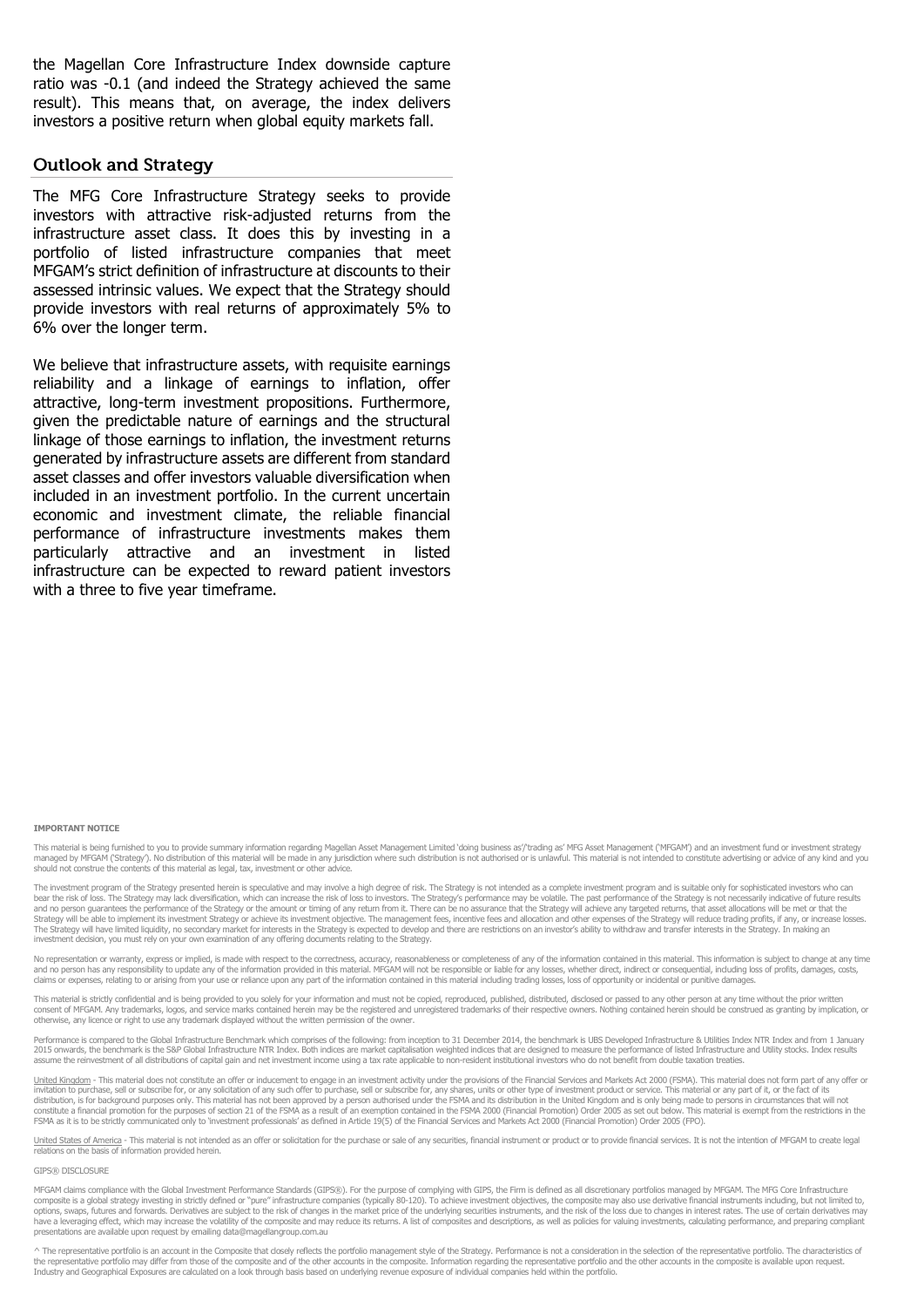the Magellan Core Infrastructure Index downside capture ratio was -0.1 (and indeed the Strategy achieved the same result). This means that, on average, the index delivers investors a positive return when global equity markets fall.

## Outlook and Strategy

The MFG Core Infrastructure Strategy seeks to provide investors with attractive risk-adjusted returns from the infrastructure asset class. It does this by investing in a portfolio of listed infrastructure companies that meet MFGAM's strict definition of infrastructure at discounts to their assessed intrinsic values. We expect that the Strategy should provide investors with real returns of approximately 5% to 6% over the longer term.

We believe that infrastructure assets, with requisite earnings reliability and a linkage of earnings to inflation, offer attractive, long-term investment propositions. Furthermore, given the predictable nature of earnings and the structural linkage of those earnings to inflation, the investment returns generated by infrastructure assets are different from standard asset classes and offer investors valuable diversification when included in an investment portfolio. In the current uncertain economic and investment climate, the reliable financial performance of infrastructure investments makes them particularly attractive and an investment in listed infrastructure can be expected to reward patient investors with a three to five year timeframe.

**IMPORTANT NOTICE**

This material is being furnished to you to provide summary information regarding Magellan Asset Management Limited 'doing business as'/'trading as' MFG Asset Management ('MFGAM') and an investment fund or investment strategy managed by MFGAM ('Strategy'). No distribution of this material will be made in any jurisdiction where such distribution is not authorised or is unlawful. This material is not intended to constitute advertising or advice of any kind and you should not construe the contents of this material as legal, tax, investment or other advice.

The investment program of the Strategy presented herein is speculative and may involve a high degree of risk. The Strategy is not intended as a complete investment program and is suitable only for sophisticated investors who can bear the risk of loss. The Strategy may lack diversification, which can increase the risk of loss to investors. The Strategy's performance may be volatile. The past performance of the Strategy is not necessarily indicative of future results and no person guarantees the performance of the Strategy or the amount or timing of any return from it. There can be no assurance that the Strategy will achieve any targeted returns, that asset allocations will be met or that the Strategy will be able to implement its investment Strategy or achieve its investment objective. The management fees, incentive fees and allocation and other expenses of the Strategy will reduce trading profits, if any, or increase losses. The Strategy will have limited liquidity, no secondary market for interests in the Strategy is expected to develop and there are restrictions on an investor's ability to withdraw and transfer interests in the Strategy. In making an investment decision, you must rely on your own examination of any offering documents relating to the Strategy.

No representation or warranty, express or implied, is made with respect to the correctness, accuracy, reasonableness or completeness of any of the information contained in this material. This information is subject to change at any time and no person has any responsibility to update any of the information provided in this material. MFGAM will not be responsible or liable for any losses, whether direct, indirect or consequential, including loss of profits, damages, costs, claims or expenses, relating to or arising from your use or reliance upon any part of the information contained in this material including trading losses, loss of opportunity or incidental or punitive damages.

This material is strictly confidential and is being provided to you solely for your information and must not be copied, reproduced, published, distributed, disclosed or passed to any other person at any time without the prior written consent of MFGAM. Any trademarks, logos, and service marks contained herein may be the registered and unregistered trademarks of their respective owners. Nothing contained herein should be construed as granting by implication, or otherwise, any licence or right to use any trademark displayed without the written permission of the owner.

Performance is compared to the Global Infrastructure Benchmark which comprises of the following: from inception to 31 December 2014, the benchmark is UBS Developed Infrastructure & Utilities Index NTR Index and from 1 January 2015 onwards, the benchmark is the S&P Global Infrastructure NTR Index. Both indices are market capitalisation weighted indices that are designed to measure the performance of listed Infrastructure and Utility stocks. Index results assume the reinvestment of all distributions of capital gain and net investment income using a tax rate applicable to non-resident institutional investors who do not benefit from double taxation treaties.

United Kingdom - This material does not constitute an offer or inducement to engage in an investment activity under the provisions of the Financial Services and Markets Act 2000 (FSMA). This material does not form part of any offer or invitation to purchase, sell or subscribe for, or any solicitation of any such offer to purchase, sell or subscribe for, any shares, units or other type of investment product or service. This material or any part of it, or the fact of its distribution, is for background purposes only. This material has not been approved by a person authorised under the FSMA and its distribution in the United Kingdom and is only being made to persons in circumstances that will not constitute a financial promotion for the purposes of section 21 of the FSMA as a result of an exemption contained in the FSMA 2000 (Financial Promotion) Order 2005 as set out below. This material is exempt from the restrictions in the FSMA as it is to be strictly communicated only to 'investment professionals' as defined in Article 19(5) of the Financial Services and Markets Act 2000 (Financial Promotion) Order 2005 (FPO).

United States of America - This material is not intended as an offer or solicitation for the purchase or sale of any securities, financial instrument or product or to provide financial services. It is not the intention of MFGAM to create legal relations on the basis of information provided herein.

GIPS® DISCLOSURE

MFGAM claims compliance with the Global Investment Performance Standards (GIPS®). For the purpose of complying with GIPS, the Firm is defined as all discretionary portfolios managed by MFGAM. The MFG Core Infrastructure composite is a global strategy investing in strictly defined or "pure" infrastructure companies (typically 80-120). To achieve investment objectives, the composite may also use derivative financial instruments including, but not limited to, options, swaps, futures and forwards. Derivatives are subject to the risk of changes in the market price of the underlying securities instruments, and the risk of the loss due to changes in interest rates. The use of certain derivatives may have a leveraging effect, which may increase the volatility of the composite and may reduce its returns. A list of composites and descriptions, as well as policies for valuing investments, calculating performance, and preparing compliant presentations are available upon request by emailing data@magellangroup.com.au

^ The representative portfolio is an account in the Composite that closely reflects the portfolio management style of the Strategy. Performance is not a consideration in the selection of the representative portfolio. The characteristics of the representative portfolio may differ from those of the composite and of the other accounts in the composite. Information regarding the representative portfolio and the other accounts in the composite is available upon request. Industry and Geographical Exposures are calculated on a look through basis based on underlying revenue exposure of individual companies held within the portfolio.